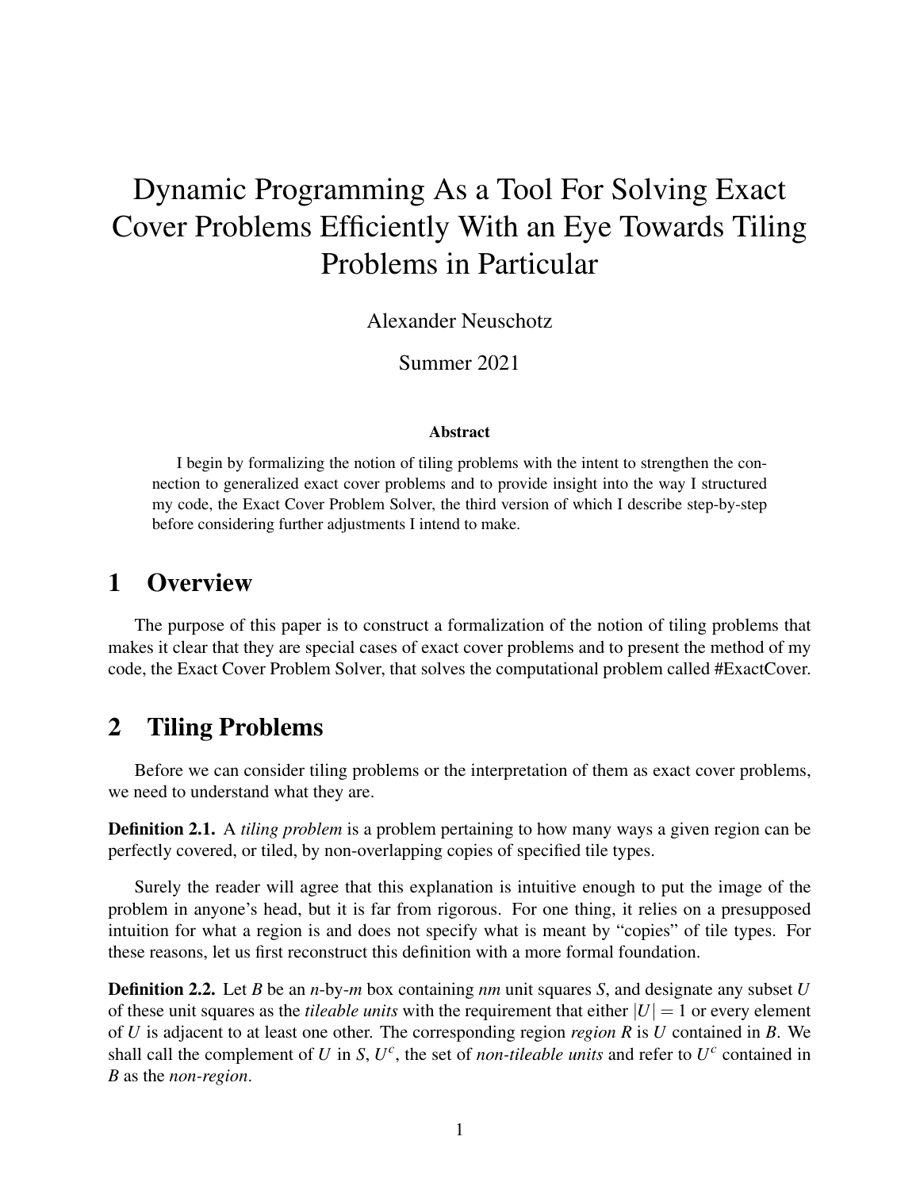# Dynamic Programming As a Tool For Solving Exact Cover Problems Efficiently With an Eye Towards Tiling Problems in Particular

Alexander Neuschotz

Summer 2021

**Abstract**

I begin by formalizing the notion of tiling problems with the intent to strengthen the connection to generalized exact cover problems and to provide insight into the way I structured my code, the Exact Cover Problem Solver, the third version of which I describe step-by-step before considering further adjustments I intend to make.

## 1 Overview

The purpose of this paper is to construct a formalization of the notion of tiling problems that makes it clear that they are special cases of exact cover problems and to present the method of my code, the Exact Cover Problem Solver, that solves the computational problem called #ExactCover.

## 2 Tiling Problems

Before we can consider tiling problems or the interpretation of them as exact cover problems, we need to understand what they are.

**Definition 2.1.** A *tiling problem* is a problem pertaining to how many ways a given region can be perfectly covered, or tiled, by non-overlapping copies of specified tile types.

Surely the reader will agree that this explanation is intuitive enough to put the image of the problem in anyone's head, but it is far from rigorous. For one thing, it relies on a presupposed intuition for what a region is and does not specify what is meant by "copies" of tile types. For these reasons, let us first reconstruct this definition with a more formal foundation.

**Definition 2.2.** Let $B$ be an $n$-by-$m$ box containing $nm$ unit squares $S$, and designate any subset $U$ of these unit squares as the *tileable units* with the requirement that either $|U| = 1$ or every element of $U$ is adjacent to at least one other. The corresponding region *region* $R$ is $U$ contained in $B$. We shall call the complement of $U$ in $S$, $U^c$, the set of *non-tileable units* and refer to $U^c$ contained in $B$ as the *non-region*.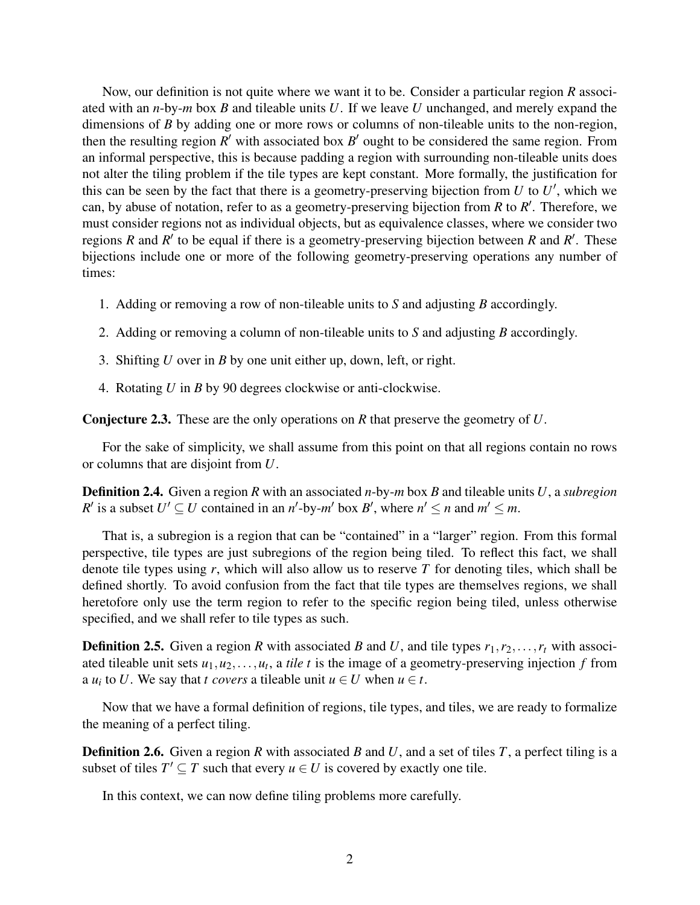Now, our definition is not quite where we want it to be. Consider a particular region $R$ associated with an $n$-by-$m$ box $B$ and tileable units $U$. If we leave $U$ unchanged, and merely expand the dimensions of $B$ by adding one or more rows or columns of non-tileable units to the non-region, then the resulting region $R'$ with associated box $B'$ ought to be considered the same region. From an informal perspective, this is because padding a region with surrounding non-tileable units does not alter the tiling problem if the tile types are kept constant. More formally, the justification for this can be seen by the fact that there is a geometry-preserving bijection from $U$ to $U'$, which we can, by abuse of notation, refer to as a geometry-preserving bijection from $R$ to $R'$. Therefore, we must consider regions not as individual objects, but as equivalence classes, where we consider two regions $R$ and $R'$ to be equal if there is a geometry-preserving bijection between $R$ and $R'$. These bijections include one or more of the following geometry-preserving operations any number of times:

1. Adding or removing a row of non-tileable units to $S$ and adjusting $B$ accordingly.
2. Adding or removing a column of non-tileable units to $S$ and adjusting $B$ accordingly.
3. Shifting $U$ over in $B$ by one unit either up, down, left, or right.
4. Rotating $U$ in $B$ by 90 degrees clockwise or anti-clockwise.

**Conjecture 2.3.** These are the only operations on $R$ that preserve the geometry of $U$.

For the sake of simplicity, we shall assume from this point on that all regions contain no rows or columns that are disjoint from $U$.

**Definition 2.4.** Given a region $R$ with an associated $n$-by-$m$ box $B$ and tileable units $U$, a *subregion* $R'$ is a subset $U' \subseteq U$ contained in an $n'$-by-$m'$ box $B'$, where $n' \leq n$ and $m' \leq m$.

That is, a subregion is a region that can be "contained" in a "larger" region. From this formal perspective, tile types are just subregions of the region being tiled. To reflect this fact, we shall denote tile types using $r$, which will also allow us to reserve $T$ for denoting tiles, which shall be defined shortly. To avoid confusion from the fact that tile types are themselves regions, we shall heretofore only use the term region to refer to the specific region being tiled, unless otherwise specified, and we shall refer to tile types as such.

**Definition 2.5.** Given a region $R$ with associated $B$ and $U$, and tile types $r_1, r_2, \ldots, r_t$ with associated tileable unit sets $u_1, u_2, \ldots, u_t$, a *tile* $t$ is the image of a geometry-preserving injection $f$ from a $u_i$ to $U$. We say that $t$ *covers* a tileable unit $u \in U$ when $u \in t$.

Now that we have a formal definition of regions, tile types, and tiles, we are ready to formalize the meaning of a perfect tiling.

**Definition 2.6.** Given a region $R$ with associated $B$ and $U$, and a set of tiles $T$, a perfect tiling is a subset of tiles $T' \subseteq T$ such that every $u \in U$ is covered by exactly one tile.

In this context, we can now define tiling problems more carefully.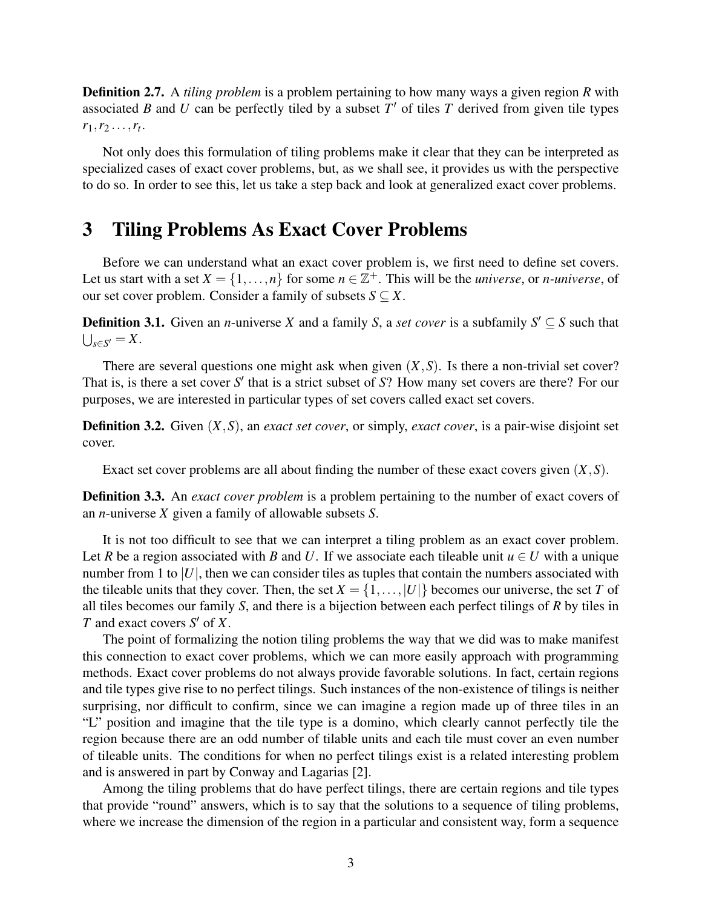**Definition 2.7.** A *tiling problem* is a problem pertaining to how many ways a given region $R$ with associated $B$ and $U$ can be perfectly tiled by a subset $T'$ of tiles $T$ derived from given tile types $r_1, r_2 \ldots, r_t$.

Not only does this formulation of tiling problems make it clear that they can be interpreted as specialized cases of exact cover problems, but, as we shall see, it provides us with the perspective to do so. In order to see this, let us take a step back and look at generalized exact cover problems.

# 3 Tiling Problems As Exact Cover Problems

Before we can understand what an exact cover problem is, we first need to define set covers. Let us start with a set $X = \{1, \ldots, n\}$ for some $n \in \mathbb{Z}^+$. This will be the *universe*, or *n-universe*, of our set cover problem. Consider a family of subsets $S \subseteq X$.

**Definition 3.1.** Given an $n$-universe $X$ and a family $S$, a *set cover* is a subfamily $S' \subseteq S$ such that $\bigcup_{s \in S'} = X$.

There are several questions one might ask when given $(X, S)$. Is there a non-trivial set cover? That is, is there a set cover $S'$ that is a strict subset of $S$? How many set covers are there? For our purposes, we are interested in particular types of set covers called exact set covers.

**Definition 3.2.** Given $(X, S)$, an *exact set cover*, or simply, *exact cover*, is a pair-wise disjoint set cover.

Exact set cover problems are all about finding the number of these exact covers given $(X, S)$.

**Definition 3.3.** An *exact cover problem* is a problem pertaining to the number of exact covers of an $n$-universe $X$ given a family of allowable subsets $S$.

It is not too difficult to see that we can interpret a tiling problem as an exact cover problem. Let $R$ be a region associated with $B$ and $U$. If we associate each tileable unit $u \in U$ with a unique number from 1 to $|U|$, then we can consider tiles as tuples that contain the numbers associated with the tileable units that they cover. Then, the set $X = \{1, \ldots, |U|\}$ becomes our universe, the set $T$ of all tiles becomes our family $S$, and there is a bijection between each perfect tilings of $R$ by tiles in $T$ and exact covers $S'$ of $X$.

The point of formalizing the notion tiling problems the way that we did was to make manifest this connection to exact cover problems, which we can more easily approach with programming methods. Exact cover problems do not always provide favorable solutions. In fact, certain regions and tile types give rise to no perfect tilings. Such instances of the non-existence of tilings is neither surprising, nor difficult to confirm, since we can imagine a region made up of three tiles in an "L" position and imagine that the tile type is a domino, which clearly cannot perfectly tile the region because there are an odd number of tilable units and each tile must cover an even number of tileable units. The conditions for when no perfect tilings exist is a related interesting problem and is answered in part by Conway and Lagarias [2].

Among the tiling problems that do have perfect tilings, there are certain regions and tile types that provide "round" answers, which is to say that the solutions to a sequence of tiling problems, where we increase the dimension of the region in a particular and consistent way, form a sequence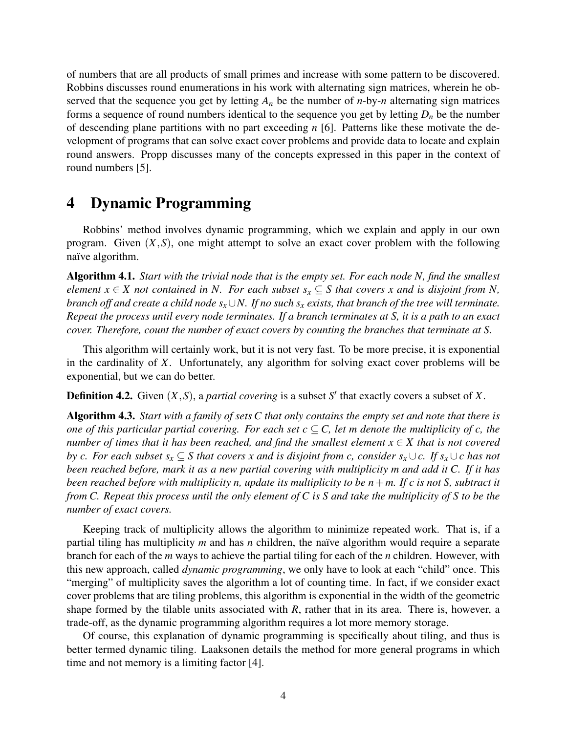of numbers that are all products of small primes and increase with some pattern to be discovered. Robbins discusses round enumerations in his work with alternating sign matrices, wherein he observed that the sequence you get by letting $A_n$ be the number of $n$-by-$n$ alternating sign matrices forms a sequence of round numbers identical to the sequence you get by letting $D_n$ be the number of descending plane partitions with no part exceeding $n$ [6]. Patterns like these motivate the development of programs that can solve exact cover problems and provide data to locate and explain round answers. Propp discusses many of the concepts expressed in this paper in the context of round numbers [5].

# 4 Dynamic Programming

Robbins' method involves dynamic programming, which we explain and apply in our own program. Given $(X,S)$, one might attempt to solve an exact cover problem with the following naïve algorithm.

**Algorithm 4.1.** *Start with the trivial node that is the empty set. For each node N, find the smallest element $x \in X$ not contained in N. For each subset $s_x \subseteq S$ that covers x and is disjoint from N, branch off and create a child node $s_x \cup N$. If no such $s_x$ exists, that branch of the tree will terminate. Repeat the process until every node terminates. If a branch terminates at S, it is a path to an exact cover. Therefore, count the number of exact covers by counting the branches that terminate at S.*

This algorithm will certainly work, but it is not very fast. To be more precise, it is exponential in the cardinality of $X$. Unfortunately, any algorithm for solving exact cover problems will be exponential, but we can do better.

**Definition 4.2.** Given $(X,S)$, a *partial covering* is a subset $S'$ that exactly covers a subset of $X$.

**Algorithm 4.3.** *Start with a family of sets C that only contains the empty set and note that there is one of this particular partial covering. For each set $c \subseteq C$, let m denote the multiplicity of c, the number of times that it has been reached, and find the smallest element $x \in X$ that is not covered by c. For each subset $s_x \subseteq S$ that covers x and is disjoint from c, consider $s_x \cup c$. If $s_x \cup c$ has not been reached before, mark it as a new partial covering with multiplicity m and add it C. If it has been reached before with multiplicity n, update its multiplicity to be $n+m$. If c is not S, subtract it from C. Repeat this process until the only element of C is S and take the multiplicity of S to be the number of exact covers.*

Keeping track of multiplicity allows the algorithm to minimize repeated work. That is, if a partial tiling has multiplicity $m$ and has $n$ children, the naïve algorithm would require a separate branch for each of the $m$ ways to achieve the partial tiling for each of the $n$ children. However, with this new approach, called *dynamic programming*, we only have to look at each "child" once. This "merging" of multiplicity saves the algorithm a lot of counting time. In fact, if we consider exact cover problems that are tiling problems, this algorithm is exponential in the width of the geometric shape formed by the tilable units associated with $R$, rather that in its area. There is, however, a trade-off, as the dynamic programming algorithm requires a lot more memory storage.

Of course, this explanation of dynamic programming is specifically about tiling, and thus is better termed dynamic tiling. Laaksonen details the method for more general programs in which time and not memory is a limiting factor [4].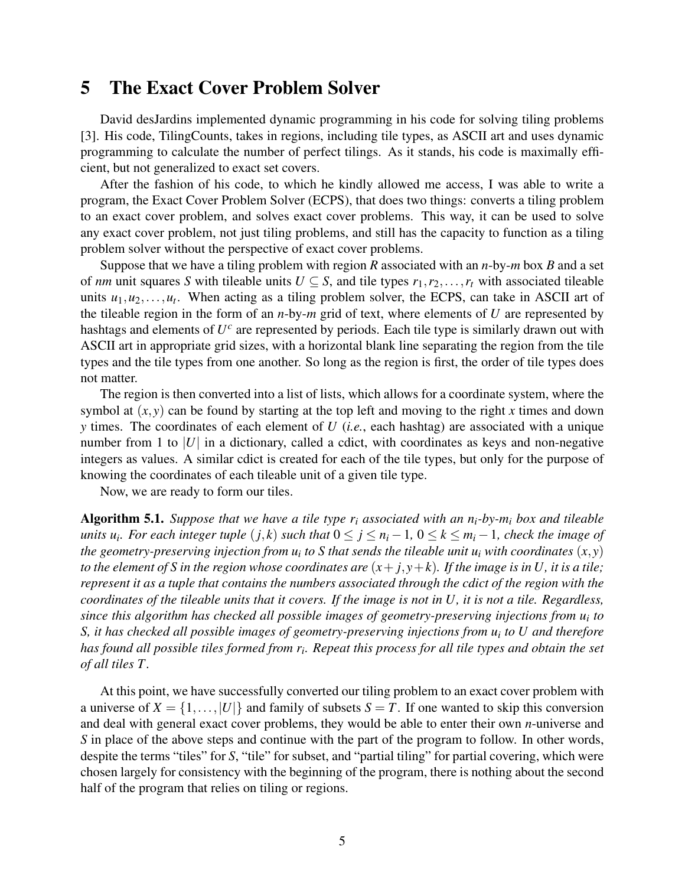# 5 The Exact Cover Problem Solver

David desJardins implemented dynamic programming in his code for solving tiling problems [3]. His code, TilingCounts, takes in regions, including tile types, as ASCII art and uses dynamic programming to calculate the number of perfect tilings. As it stands, his code is maximally efficient, but not generalized to exact set covers.

After the fashion of his code, to which he kindly allowed me access, I was able to write a program, the Exact Cover Problem Solver (ECPS), that does two things: converts a tiling problem to an exact cover problem, and solves exact cover problems. This way, it can be used to solve any exact cover problem, not just tiling problems, and still has the capacity to function as a tiling problem solver without the perspective of exact cover problems.

Suppose that we have a tiling problem with region $R$ associated with an $n$-by-$m$ box $B$ and a set of $nm$ unit squares $S$ with tileable units $U \subseteq S$, and tile types $r_1, r_2, \ldots, r_t$ with associated tileable units $u_1, u_2, \ldots, u_t$. When acting as a tiling problem solver, the ECPS, can take in ASCII art of the tileable region in the form of an $n$-by-$m$ grid of text, where elements of $U$ are represented by hashtags and elements of $U^c$ are represented by periods. Each tile type is similarly drawn out with ASCII art in appropriate grid sizes, with a horizontal blank line separating the region from the tile types and the tile types from one another. So long as the region is first, the order of tile types does not matter.

The region is then converted into a list of lists, which allows for a coordinate system, where the symbol at $(x, y)$ can be found by starting at the top left and moving to the right $x$ times and down $y$ times. The coordinates of each element of $U$ (*i.e.*, each hashtag) are associated with a unique number from 1 to $|U|$ in a dictionary, called a cdict, with coordinates as keys and non-negative integers as values. A similar cdict is created for each of the tile types, but only for the purpose of knowing the coordinates of each tileable unit of a given tile type.

Now, we are ready to form our tiles.

**Algorithm 5.1.** *Suppose that we have a tile type $r_i$ associated with an $n_i$-by-$m_i$ box and tileable units $u_i$. For each integer tuple $(j, k)$ such that $0 \leq j \leq n_i - 1$, $0 \leq k \leq m_i - 1$, check the image of the geometry-preserving injection from $u_i$ to $S$ that sends the tileable unit $u_i$ with coordinates $(x, y)$ to the element of $S$ in the region whose coordinates are $(x + j, y + k)$. If the image is in $U$, it is a tile; represent it as a tuple that contains the numbers associated through the cdict of the region with the coordinates of the tileable units that it covers. If the image is not in $U$, it is not a tile. Regardless, since this algorithm has checked all possible images of geometry-preserving injections from $u_i$ to $S$, it has checked all possible images of geometry-preserving injections from $u_i$ to $U$ and therefore has found all possible tiles formed from $r_i$. Repeat this process for all tile types and obtain the set of all tiles $T$.*

At this point, we have successfully converted our tiling problem to an exact cover problem with a universe of $X = \{1, \ldots, |U|\}$ and family of subsets $S = T$. If one wanted to skip this conversion and deal with general exact cover problems, they would be able to enter their own $n$-universe and $S$ in place of the above steps and continue with the part of the program to follow. In other words, despite the terms "tiles" for $S$, "tile" for subset, and "partial tiling" for partial covering, which were chosen largely for consistency with the beginning of the program, there is nothing about the second half of the program that relies on tiling or regions.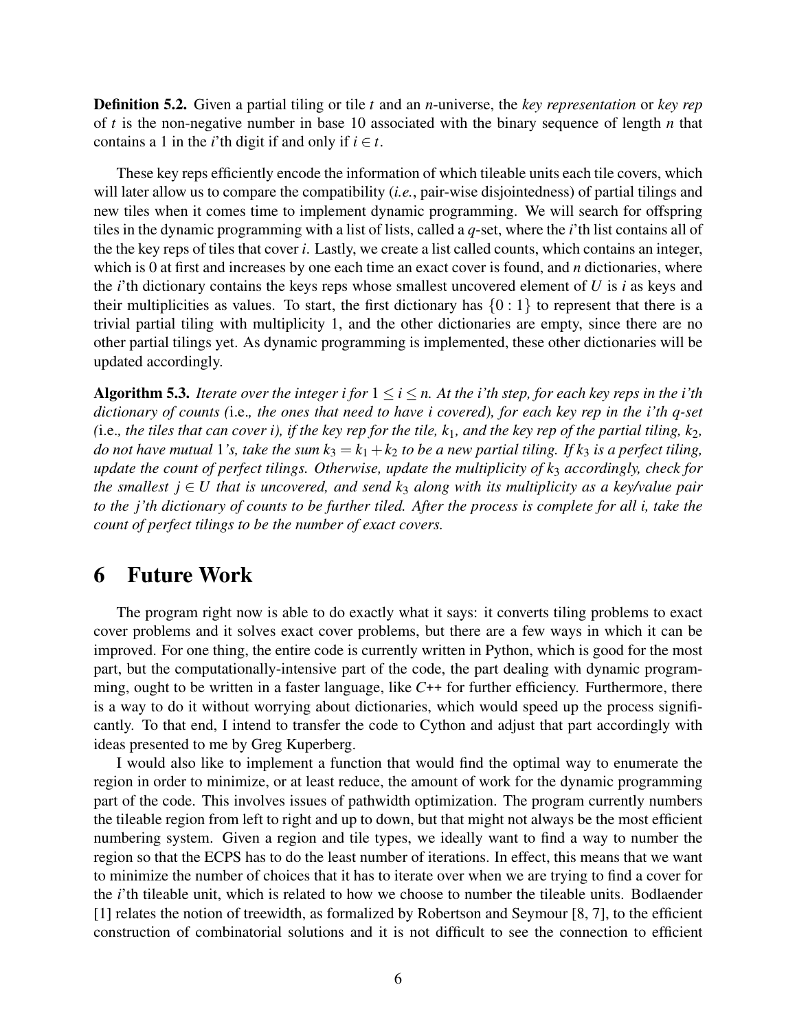**Definition 5.2.** Given a partial tiling or tile $t$ and an $n$-universe, the *key representation* or *key rep* of $t$ is the non-negative number in base 10 associated with the binary sequence of length $n$ that contains a 1 in the $i$'th digit if and only if $i \in t$.

These key reps efficiently encode the information of which tileable units each tile covers, which will later allow us to compare the compatibility (*i.e.*, pair-wise disjointedness) of partial tilings and new tiles when it comes time to implement dynamic programming. We will search for offspring tiles in the dynamic programming with a list of lists, called a $q$-set, where the $i$'th list contains all of the the key reps of tiles that cover $i$. Lastly, we create a list called counts, which contains an integer, which is 0 at first and increases by one each time an exact cover is found, and $n$ dictionaries, where the $i$'th dictionary contains the keys reps whose smallest uncovered element of $U$ is $i$ as keys and their multiplicities as values. To start, the first dictionary has $\{0 : 1\}$ to represent that there is a trivial partial tiling with multiplicity 1, and the other dictionaries are empty, since there are no other partial tilings yet. As dynamic programming is implemented, these other dictionaries will be updated accordingly.

**Algorithm 5.3.** *Iterate over the integer $i$ for $1 \leq i \leq n$. At the $i$'th step, for each key reps in the $i$'th dictionary of counts (*i.e.*, the ones that need to have $i$ covered), for each key rep in the $i$'th $q$-set (*i.e.*, the tiles that can cover $i$), if the key rep for the tile, $k_1$, and the key rep of the partial tiling, $k_2$, do not have mutual 1's, take the sum $k_3 = k_1 + k_2$ to be a new partial tiling. If $k_3$ is a perfect tiling, update the count of perfect tilings. Otherwise, update the multiplicity of $k_3$ accordingly, check for the smallest $j \in U$ that is uncovered, and send $k_3$ along with its multiplicity as a key/value pair to the $j$'th dictionary of counts to be further tiled. After the process is complete for all $i$, take the count of perfect tilings to be the number of exact covers.*

# 6 Future Work

The program right now is able to do exactly what it says: it converts tiling problems to exact cover problems and it solves exact cover problems, but there are a few ways in which it can be improved. For one thing, the entire code is currently written in Python, which is good for the most part, but the computationally-intensive part of the code, the part dealing with dynamic programming, ought to be written in a faster language, like *C++* for further efficiency. Furthermore, there is a way to do it without worrying about dictionaries, which would speed up the process significantly. To that end, I intend to transfer the code to Cython and adjust that part accordingly with ideas presented to me by Greg Kuperberg.

I would also like to implement a function that would find the optimal way to enumerate the region in order to minimize, or at least reduce, the amount of work for the dynamic programming part of the code. This involves issues of pathwidth optimization. The program currently numbers the tileable region from left to right and up to down, but that might not always be the most efficient numbering system. Given a region and tile types, we ideally want to find a way to number the region so that the ECPS has to do the least number of iterations. In effect, this means that we want to minimize the number of choices that it has to iterate over when we are trying to find a cover for the $i$'th tileable unit, which is related to how we choose to number the tileable units. Bodlaender [1] relates the notion of treewidth, as formalized by Robertson and Seymour [8, 7], to the efficient construction of combinatorial solutions and it is not difficult to see the connection to efficient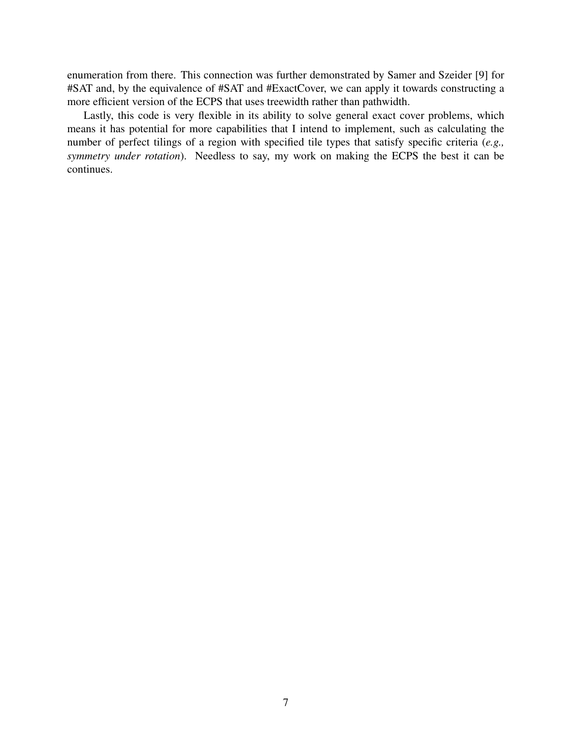enumeration from there. This connection was further demonstrated by Samer and Szeider [9] for #SAT and, by the equivalence of #SAT and #ExactCover, we can apply it towards constructing a more efficient version of the ECPS that uses treewidth rather than pathwidth.

Lastly, this code is very flexible in its ability to solve general exact cover problems, which means it has potential for more capabilities that I intend to implement, such as calculating the number of perfect tilings of a region with specified tile types that satisfy specific criteria (*e.g., symmetry under rotation*). Needless to say, my work on making the ECPS the best it can be continues.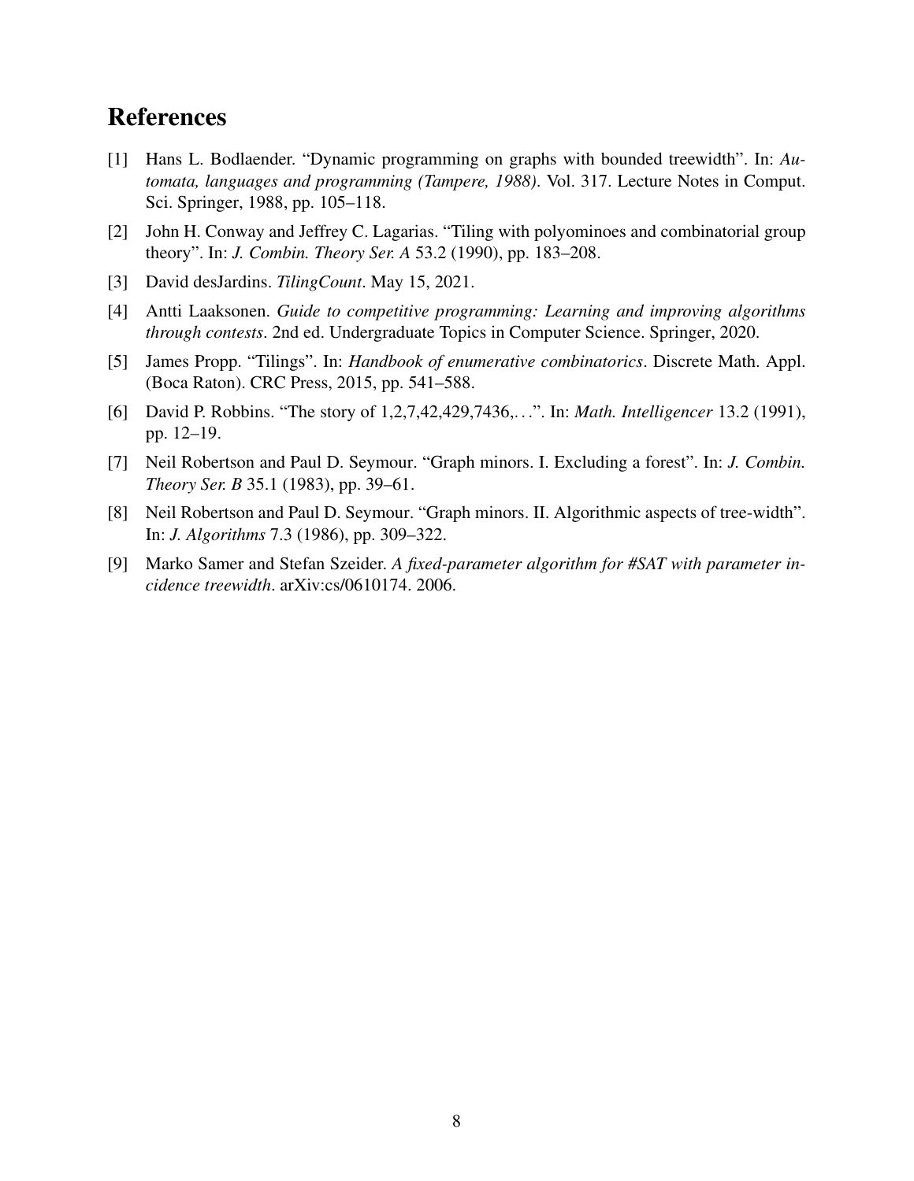# References

[1] Hans L. Bodlaender. "Dynamic programming on graphs with bounded treewidth". In: *Automata, languages and programming (Tampere, 1988)*. Vol. 317. Lecture Notes in Comput. Sci. Springer, 1988, pp. 105–118.

[2] John H. Conway and Jeffrey C. Lagarias. "Tiling with polyominoes and combinatorial group theory". In: *J. Combin. Theory Ser. A* 53.2 (1990), pp. 183–208.

[3] David desJardins. *TilingCount*. May 15, 2021.

[4] Antti Laaksonen. *Guide to competitive programming: Learning and improving algorithms through contests*. 2nd ed. Undergraduate Topics in Computer Science. Springer, 2020.

[5] James Propp. "Tilings". In: *Handbook of enumerative combinatorics*. Discrete Math. Appl. (Boca Raton). CRC Press, 2015, pp. 541–588.

[6] David P. Robbins. "The story of 1,2,7,42,429,7436,...". In: *Math. Intelligencer* 13.2 (1991), pp. 12–19.

[7] Neil Robertson and Paul D. Seymour. "Graph minors. I. Excluding a forest". In: *J. Combin. Theory Ser. B* 35.1 (1983), pp. 39–61.

[8] Neil Robertson and Paul D. Seymour. "Graph minors. II. Algorithmic aspects of tree-width". In: *J. Algorithms* 7.3 (1986), pp. 309–322.

[9] Marko Samer and Stefan Szeider. *A fixed-parameter algorithm for #SAT with parameter incidence treewidth*. arXiv:cs/0610174. 2006.